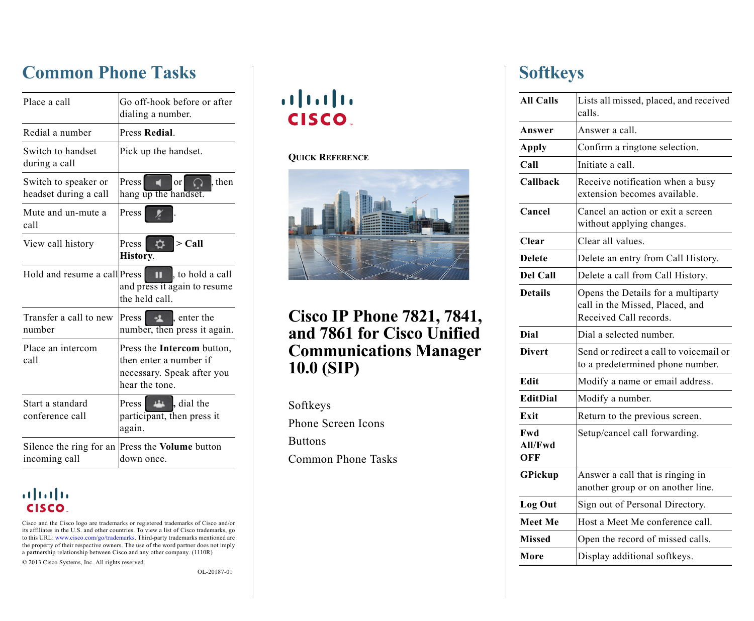# Common Phone Tasks

| | |
|---|---|
| Place a call | Go off-hook before or after dialing a number. |
| Redial a number | Press **Redial**. |
| Switch to handset during a call | Pick up the handset. |
| Switch to speaker or headset during a call | Press or , then hang up the handset. |
| Mute and un-mute a call | Press . |
| View call history | Press > **Call History**. |
| Hold and resume a call | Press , to hold a call and press it again to resume the held call. |
| Transfer a call to new number | Press , enter the number, then press it again. |
| Place an intercom call | Press the **Intercom** button, then enter a number if necessary. Speak after you hear the tone. |
| Start a standard conference call | Press , dial the participant, then press it again. |
| Silence the ring for an incoming call | Press the **Volume** button down once. |

Cisco and the Cisco logo are trademarks or registered trademarks of Cisco and/or its affiliates in the U.S. and other countries. To view a list of Cisco trademarks, go to this URL: www.cisco.com/go/trademarks. Third-party trademarks mentioned are the property of their respective owners. The use of the word partner does not imply a partnership relationship between Cisco and any other company. (1110R)

© 2013 Cisco Systems, Inc. All rights reserved.

OL-20187-01

QUICK REFERENCE

# Cisco IP Phone 7821, 7841, and 7861 for Cisco Unified Communications Manager 10.0 (SIP)

Softkeys

Phone Screen Icons

Buttons

Common Phone Tasks

# Softkeys

| | |
|---|---|
| **All Calls** | Lists all missed, placed, and received calls. |
| **Answer** | Answer a call. |
| **Apply** | Confirm a ringtone selection. |
| **Call** | Initiate a call. |
| **Callback** | Receive notification when a busy extension becomes available. |
| **Cancel** | Cancel an action or exit a screen without applying changes. |
| **Clear** | Clear all values. |
| **Delete** | Delete an entry from Call History. |
| **Del Call** | Delete a call from Call History. |
| **Details** | Opens the Details for a multiparty call in the Missed, Placed, and Received Call records. |
| **Dial** | Dial a selected number. |
| **Divert** | Send or redirect a call to voicemail or to a predetermined phone number. |
| **Edit** | Modify a name or email address. |
| **EditDial** | Modify a number. |
| **Exit** | Return to the previous screen. |
| **Fwd All/Fwd OFF** | Setup/cancel call forwarding. |
| **GPickup** | Answer a call that is ringing in another group or on another line. |
| **Log Out** | Sign out of Personal Directory. |
| **Meet Me** | Host a Meet Me conference call. |
| **Missed** | Open the record of missed calls. |
| **More** | Display additional softkeys. |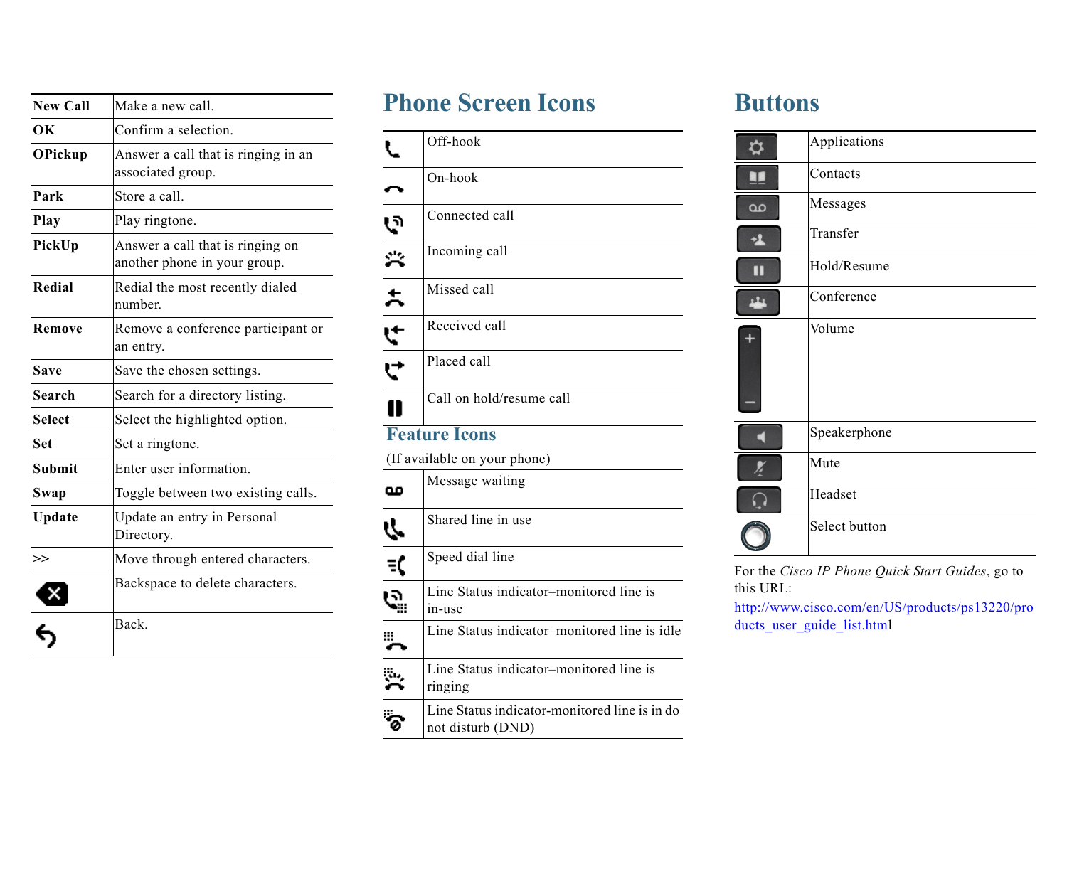| | |
|---|---|
| **New Call** | Make a new call. |
| **OK** | Confirm a selection. |
| **OPickup** | Answer a call that is ringing in an associated group. |
| **Park** | Store a call. |
| **Play** | Play ringtone. |
| **PickUp** | Answer a call that is ringing on another phone in your group. |
| **Redial** | Redial the most recently dialed number. |
| **Remove** | Remove a conference participant or an entry. |
| **Save** | Save the chosen settings. |
| **Search** | Search for a directory listing. |
| **Select** | Select the highlighted option. |
| **Set** | Set a ringtone. |
| **Submit** | Enter user information. |
| **Swap** | Toggle between two existing calls. |
| **Update** | Update an entry in Personal Directory. |
| >> | Move through entered characters. |
| | Backspace to delete characters. |
| | Back. |

# Phone Screen Icons

| | |
|---|---|
| | Off-hook |
| | On-hook |
| | Connected call |
| | Incoming call |
| | Missed call |
| | Received call |
| | Placed call |
| | Call on hold/resume call |

## Feature Icons

(If available on your phone)

| | |
|---|---|
| | Message waiting |
| | Shared line in use |
| | Speed dial line |
| | Line Status indicator–monitored line is in-use |
| | Line Status indicator–monitored line is idle |
| | Line Status indicator–monitored line is ringing |
| | Line Status indicator-monitored line is in do not disturb (DND) |

# Buttons

| | |
|---|---|
| | Applications |
| | Contacts |
| | Messages |
| | Transfer |
| | Hold/Resume |
| | Conference |
| | Volume |
| | Speakerphone |
| | Mute |
| | Headset |
| | Select button |

For the *Cisco IP Phone Quick Start Guides*, go to this URL:
http://www.cisco.com/en/US/products/ps13220/products_user_guide_list.html